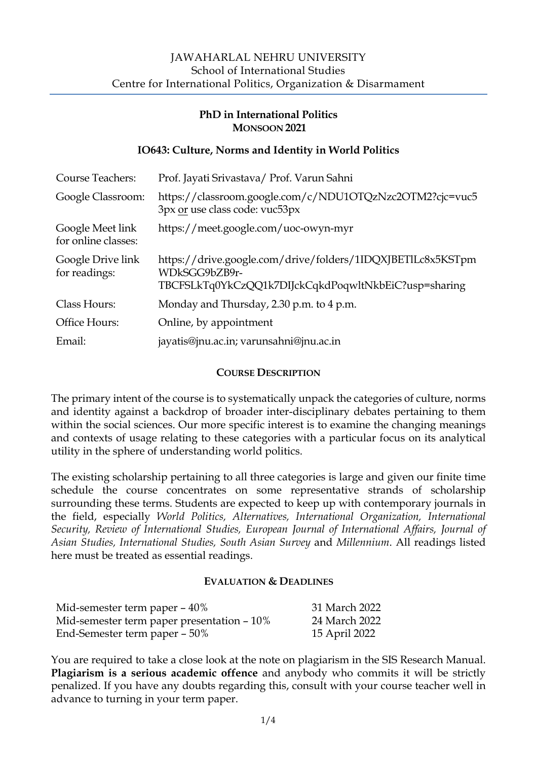JAWAHARLAL NEHRU UNIVERSITY
School of International Studies
Centre for International Politics, Organization & Disarmament

**PhD in International Politics**
**MONSOON 2021**

**IO643: Culture, Norms and Identity in World Politics**

| | |
|---|---|
| Course Teachers: | Prof. Jayati Srivastava/ Prof. Varun Sahni |
| Google Classroom: | https://classroom.google.com/c/NDU1OTQzNzc2OTM2?cjc=vuc53px or use class code: vuc53px |
| Google Meet link for online classes: | https://meet.google.com/uoc-owyn-myr |
| Google Drive link for readings: | https://drive.google.com/drive/folders/1IDQXJBETlLc8x5KSTpmWDkSGG9bZB9r-TBCFSLkTq0YkCzQQ1k7DIJckCqkdPoqwltNkbEiC?usp=sharing |
| Class Hours: | Monday and Thursday, 2.30 p.m. to 4 p.m. |
| Office Hours: | Online, by appointment |
| Email: | jayatis@jnu.ac.in; varunsahni@jnu.ac.in |

## COURSE DESCRIPTION

The primary intent of the course is to systematically unpack the categories of culture, norms and identity against a backdrop of broader inter-disciplinary debates pertaining to them within the social sciences. Our more specific interest is to examine the changing meanings and contexts of usage relating to these categories with a particular focus on its analytical utility in the sphere of understanding world politics.

The existing scholarship pertaining to all three categories is large and given our finite time schedule the course concentrates on some representative strands of scholarship surrounding these terms. Students are expected to keep up with contemporary journals in the field, especially *World Politics, Alternatives, International Organization, International Security, Review of International Studies, European Journal of International Affairs, Journal of Asian Studies, International Studies, South Asian Survey* and *Millennium*. All readings listed here must be treated as essential readings.

## EVALUATION & DEADLINES

| | |
|---|---|
| Mid-semester term paper – 40% | 31 March 2022 |
| Mid-semester term paper presentation – 10% | 24 March 2022 |
| End-Semester term paper – 50% | 15 April 2022 |

You are required to take a close look at the note on plagiarism in the SIS Research Manual. **Plagiarism is a serious academic offence** and anybody who commits it will be strictly penalized. If you have any doubts regarding this, consult with your course teacher well in advance to turning in your term paper.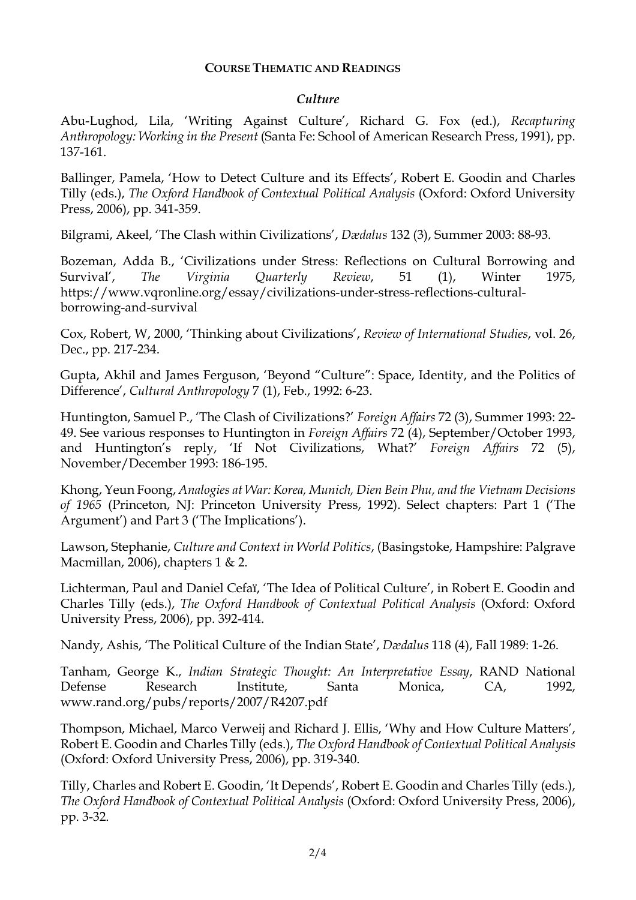**COURSE THEMATIC AND READINGS**

***Culture***

Abu-Lughod, Lila, 'Writing Against Culture', Richard G. Fox (ed.), *Recapturing Anthropology: Working in the Present* (Santa Fe: School of American Research Press, 1991), pp. 137-161.

Ballinger, Pamela, 'How to Detect Culture and its Effects', Robert E. Goodin and Charles Tilly (eds.), *The Oxford Handbook of Contextual Political Analysis* (Oxford: Oxford University Press, 2006), pp. 341-359.

Bilgrami, Akeel, 'The Clash within Civilizations', *Dædalus* 132 (3), Summer 2003: 88-93.

Bozeman, Adda B., 'Civilizations under Stress: Reflections on Cultural Borrowing and Survival', *The Virginia Quarterly Review*, 51 (1), Winter 1975, https://www.vqronline.org/essay/civilizations-under-stress-reflections-cultural-borrowing-and-survival

Cox, Robert, W, 2000, 'Thinking about Civilizations', *Review of International Studies*, vol. 26, Dec., pp. 217-234.

Gupta, Akhil and James Ferguson, 'Beyond "Culture": Space, Identity, and the Politics of Difference', *Cultural Anthropology* 7 (1), Feb., 1992: 6-23.

Huntington, Samuel P., 'The Clash of Civilizations?' *Foreign Affairs* 72 (3), Summer 1993: 22-49. See various responses to Huntington in *Foreign Affairs* 72 (4), September/October 1993, and Huntington's reply, 'If Not Civilizations, What?' *Foreign Affairs* 72 (5), November/December 1993: 186-195.

Khong, Yeun Foong, *Analogies at War: Korea, Munich, Dien Bein Phu, and the Vietnam Decisions of 1965* (Princeton, NJ: Princeton University Press, 1992). Select chapters: Part 1 ('The Argument') and Part 3 ('The Implications').

Lawson, Stephanie, *Culture and Context in World Politics*, (Basingstoke, Hampshire: Palgrave Macmillan, 2006), chapters 1 & 2.

Lichterman, Paul and Daniel Cefaï, 'The Idea of Political Culture', in Robert E. Goodin and Charles Tilly (eds.), *The Oxford Handbook of Contextual Political Analysis* (Oxford: Oxford University Press, 2006), pp. 392-414.

Nandy, Ashis, 'The Political Culture of the Indian State', *Dædalus* 118 (4), Fall 1989: 1-26.

Tanham, George K., *Indian Strategic Thought: An Interpretative Essay*, RAND National Defense Research Institute, Santa Monica, CA, 1992, www.rand.org/pubs/reports/2007/R4207.pdf

Thompson, Michael, Marco Verweij and Richard J. Ellis, 'Why and How Culture Matters', Robert E. Goodin and Charles Tilly (eds.), *The Oxford Handbook of Contextual Political Analysis* (Oxford: Oxford University Press, 2006), pp. 319-340.

Tilly, Charles and Robert E. Goodin, 'It Depends', Robert E. Goodin and Charles Tilly (eds.), *The Oxford Handbook of Contextual Political Analysis* (Oxford: Oxford University Press, 2006), pp. 3-32.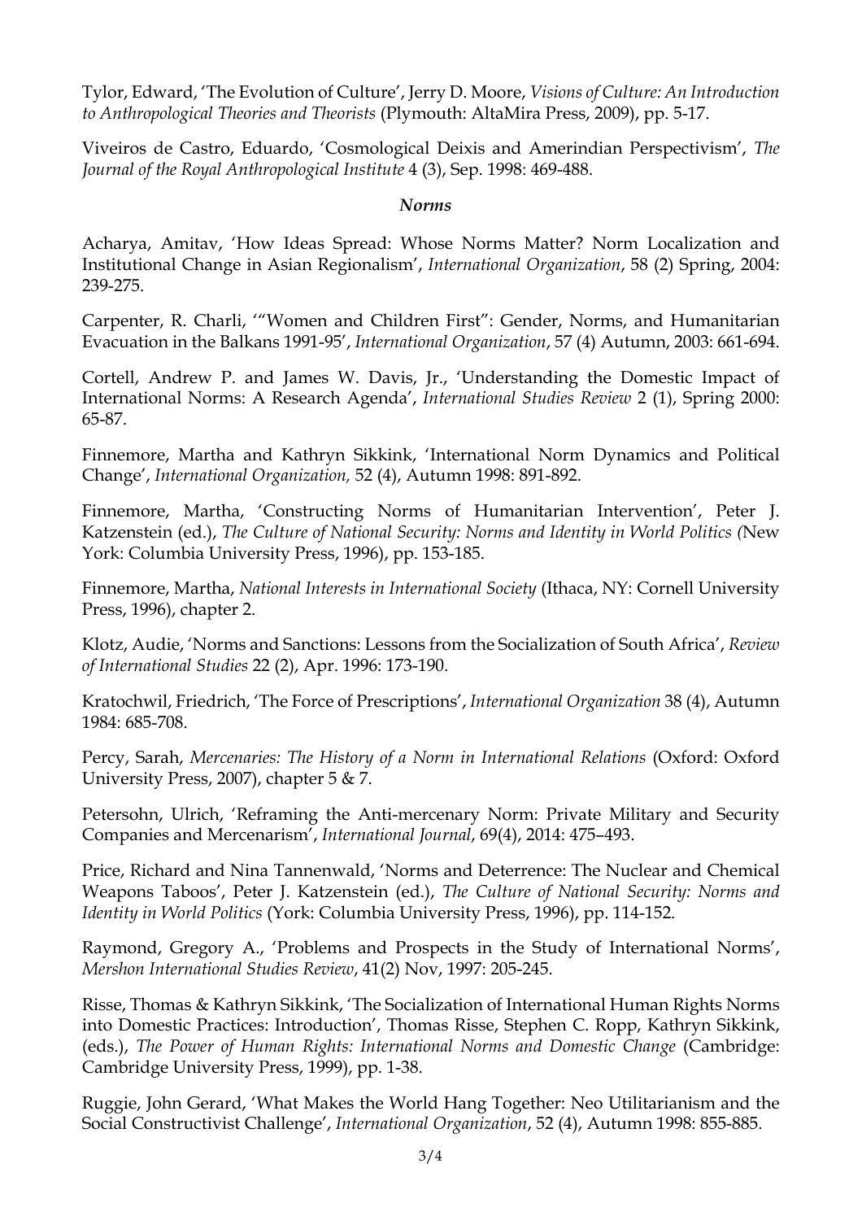Tylor, Edward, 'The Evolution of Culture', Jerry D. Moore, *Visions of Culture: An Introduction to Anthropological Theories and Theorists* (Plymouth: AltaMira Press, 2009), pp. 5-17.

Viveiros de Castro, Eduardo, 'Cosmological Deixis and Amerindian Perspectivism', *The Journal of the Royal Anthropological Institute* 4 (3), Sep. 1998: 469-488.

***Norms***

Acharya, Amitav, 'How Ideas Spread: Whose Norms Matter? Norm Localization and Institutional Change in Asian Regionalism', *International Organization*, 58 (2) Spring, 2004: 239-275.

Carpenter, R. Charli, '"Women and Children First": Gender, Norms, and Humanitarian Evacuation in the Balkans 1991-95', *International Organization*, 57 (4) Autumn, 2003: 661-694.

Cortell, Andrew P. and James W. Davis, Jr., 'Understanding the Domestic Impact of International Norms: A Research Agenda', *International Studies Review* 2 (1), Spring 2000: 65-87.

Finnemore, Martha and Kathryn Sikkink, 'International Norm Dynamics and Political Change', *International Organization,* 52 (4), Autumn 1998: 891-892.

Finnemore, Martha, 'Constructing Norms of Humanitarian Intervention', Peter J. Katzenstein (ed.), *The Culture of National Security: Norms and Identity in World Politics (*New York: Columbia University Press, 1996), pp. 153-185.

Finnemore, Martha, *National Interests in International Society* (Ithaca, NY: Cornell University Press, 1996), chapter 2.

Klotz, Audie, 'Norms and Sanctions: Lessons from the Socialization of South Africa', *Review of International Studies* 22 (2), Apr. 1996: 173-190.

Kratochwil, Friedrich, 'The Force of Prescriptions', *International Organization* 38 (4), Autumn 1984: 685-708.

Percy, Sarah, *Mercenaries: The History of a Norm in International Relations* (Oxford: Oxford University Press, 2007), chapter 5 & 7.

Petersohn, Ulrich, 'Reframing the Anti-mercenary Norm: Private Military and Security Companies and Mercenarism', *International Journal*, 69(4), 2014: 475–493.

Price, Richard and Nina Tannenwald, 'Norms and Deterrence: The Nuclear and Chemical Weapons Taboos', Peter J. Katzenstein (ed.), *The Culture of National Security: Norms and Identity in World Politics* (York: Columbia University Press, 1996), pp. 114-152.

Raymond, Gregory A., 'Problems and Prospects in the Study of International Norms', *Mershon International Studies Review*, 41(2) Nov, 1997: 205-245.

Risse, Thomas & Kathryn Sikkink, 'The Socialization of International Human Rights Norms into Domestic Practices: Introduction', Thomas Risse, Stephen C. Ropp, Kathryn Sikkink, (eds.), *The Power of Human Rights: International Norms and Domestic Change* (Cambridge: Cambridge University Press, 1999), pp. 1-38.

Ruggie, John Gerard, 'What Makes the World Hang Together: Neo Utilitarianism and the Social Constructivist Challenge', *International Organization*, 52 (4), Autumn 1998: 855-885.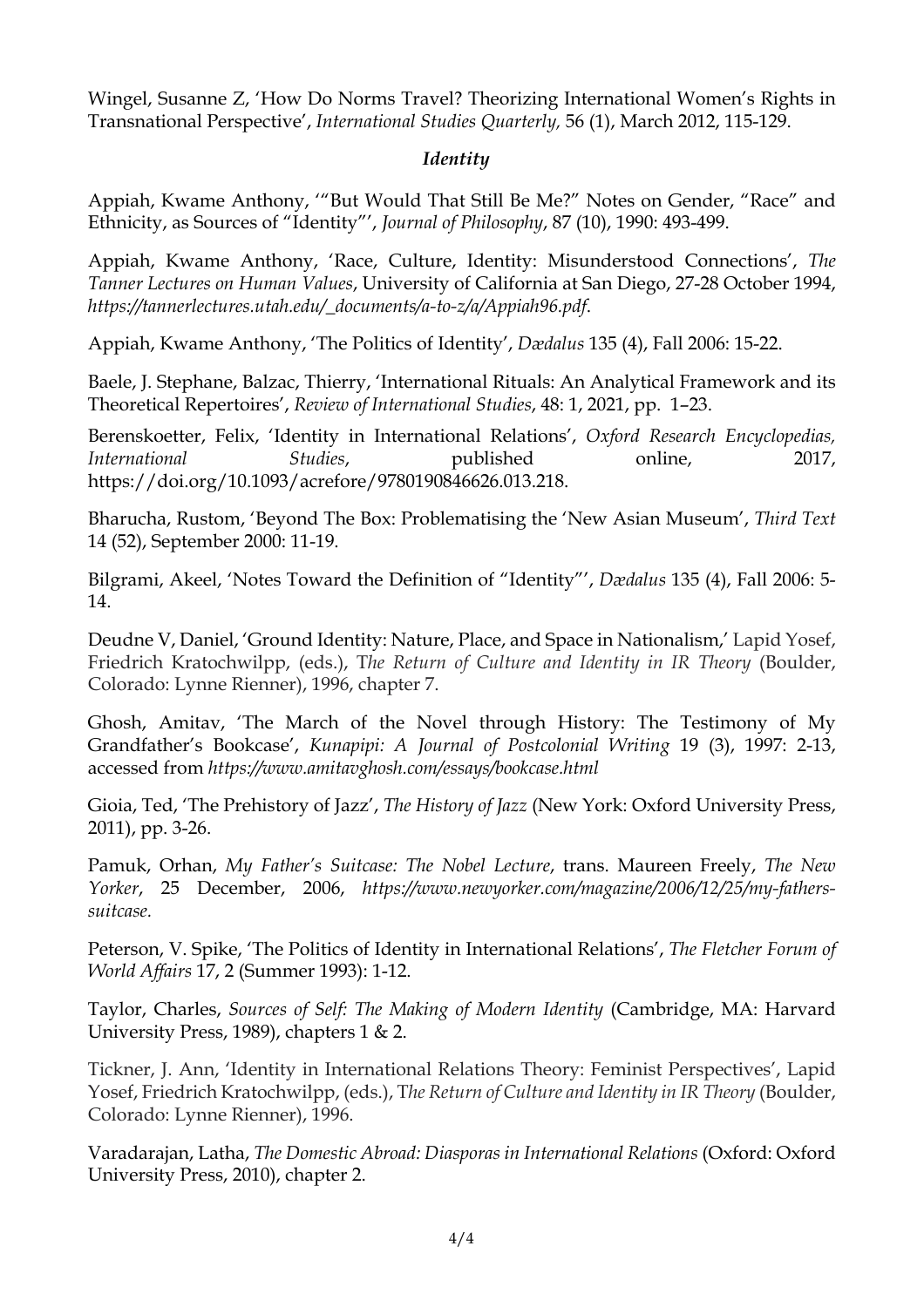Wingel, Susanne Z, 'How Do Norms Travel? Theorizing International Women's Rights in Transnational Perspective', *International Studies Quarterly,* 56 (1), March 2012, 115-129.

### *Identity*

Appiah, Kwame Anthony, '"But Would That Still Be Me?" Notes on Gender, "Race" and Ethnicity, as Sources of "Identity"', *Journal of Philosophy*, 87 (10), 1990: 493-499.

Appiah, Kwame Anthony, 'Race, Culture, Identity: Misunderstood Connections', *The Tanner Lectures on Human Values*, University of California at San Diego, 27-28 October 1994, *https://tannerlectures.utah.edu/_documents/a-to-z/a/Appiah96.pdf*.

Appiah, Kwame Anthony, 'The Politics of Identity', *Dædalus* 135 (4), Fall 2006: 15-22.

Baele, J. Stephane, Balzac, Thierry, 'International Rituals: An Analytical Framework and its Theoretical Repertoires', *Review of International Studies*, 48: 1, 2021, pp. 1–23.

Berenskoetter, Felix, 'Identity in International Relations', *Oxford Research Encyclopedias, International Studies*, published online, 2017, https://doi.org/10.1093/acrefore/9780190846626.013.218.

Bharucha, Rustom, 'Beyond The Box: Problematising the 'New Asian Museum', *Third Text* 14 (52), September 2000: 11-19.

Bilgrami, Akeel, 'Notes Toward the Definition of "Identity"', *Dædalus* 135 (4), Fall 2006: 5-14.

Deudne V, Daniel, 'Ground Identity: Nature, Place, and Space in Nationalism,' Lapid Yosef, Friedrich Kratochwilpp, (eds.), *The Return of Culture and Identity in IR Theory* (Boulder, Colorado: Lynne Rienner), 1996, chapter 7.

Ghosh, Amitav, 'The March of the Novel through History: The Testimony of My Grandfather's Bookcase', *Kunapipi: A Journal of Postcolonial Writing* 19 (3), 1997: 2-13, accessed from *https://www.amitavghosh.com/essays/bookcase.html*

Gioia, Ted, 'The Prehistory of Jazz', *The History of Jazz* (New York: Oxford University Press, 2011), pp. 3-26.

Pamuk, Orhan, *My Father's Suitcase: The Nobel Lecture*, trans. Maureen Freely, *The New Yorker*, 25 December, 2006, *https://www.newyorker.com/magazine/2006/12/25/my-fathers-suitcase.*

Peterson, V. Spike, 'The Politics of Identity in International Relations', *The Fletcher Forum of World Affairs* 17, 2 (Summer 1993): 1-12.

Taylor, Charles, *Sources of Self: The Making of Modern Identity* (Cambridge, MA: Harvard University Press, 1989), chapters 1 & 2.

Tickner, J. Ann, 'Identity in International Relations Theory: Feminist Perspectives', Lapid Yosef, Friedrich Kratochwilpp, (eds.), *The Return of Culture and Identity in IR Theory* (Boulder, Colorado: Lynne Rienner), 1996.

Varadarajan, Latha, *The Domestic Abroad: Diasporas in International Relations* (Oxford: Oxford University Press, 2010), chapter 2.